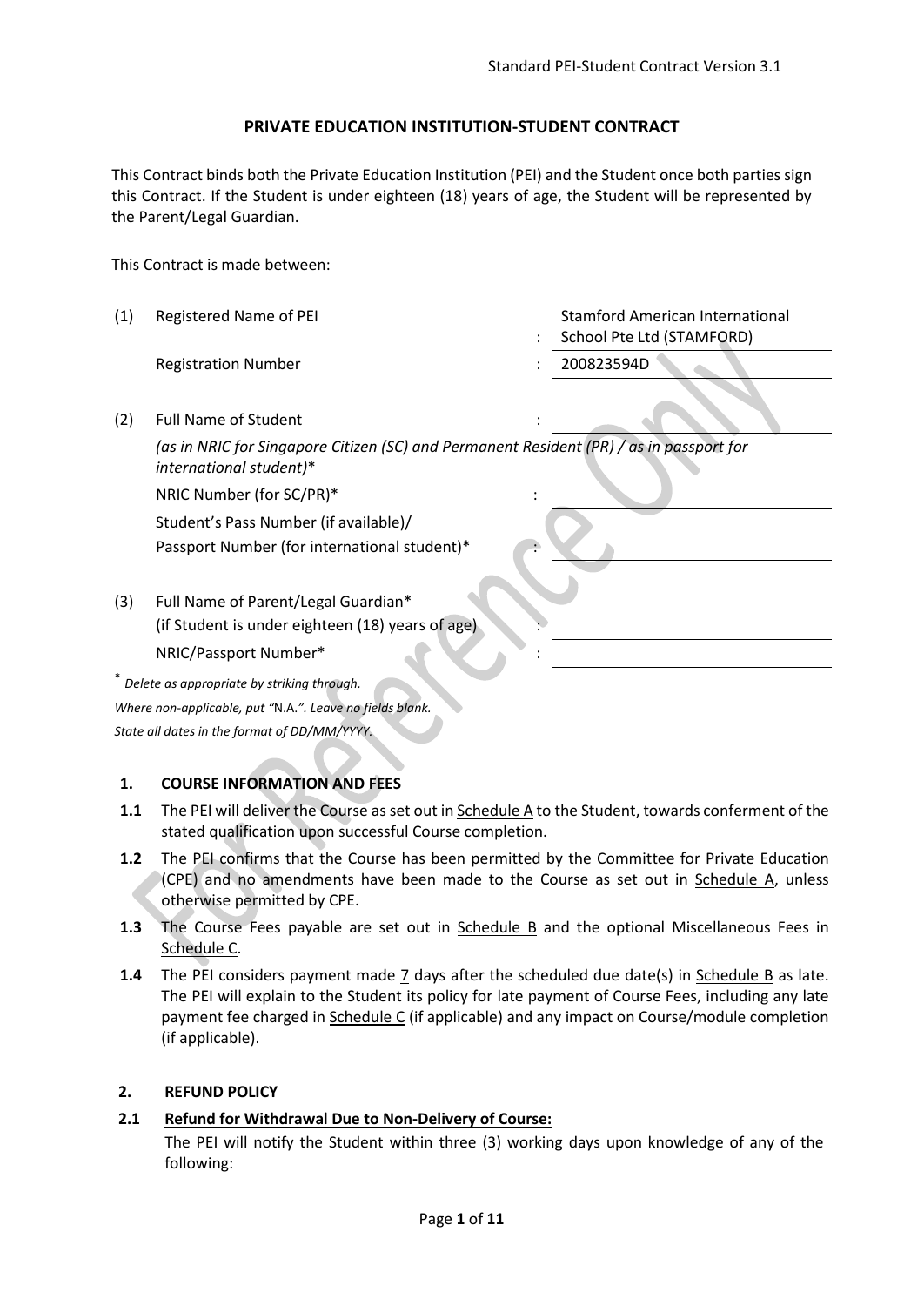# PRIVATE EDUCATION INSTITUTION-STUDENT CONTRACT

This Contract binds both the Private Education Institution (PEI) and the Student once both parties sign this Contract. If the Student is under eighteen (18) years of age, the Student will be represented by the Parent/Legal Guardian.

This Contract is made between:

| | | | |
|---|---|---|---|
| (1) | Registered Name of PEI | : | Stamford American International School Pte Ltd (STAMFORD) |
| | Registration Number | : | 200823594D |
| (2) | Full Name of Student *(as in NRIC for Singapore Citizen (SC) and Permanent Resident (PR) / as in passport for international student)** | : | |
| | NRIC Number (for SC/PR)* | : | |
| | Student's Pass Number (if available)/ Passport Number (for international student)* | : | |
| (3) | Full Name of Parent/Legal Guardian* (if Student is under eighteen (18) years of age) | : | |
| | NRIC/Passport Number* | : | |

* *Delete as appropriate by striking through.*
*Where non-applicable, put "N.A.". Leave no fields blank.*
*State all dates in the format of DD/MM/YYYY.*

## 1. COURSE INFORMATION AND FEES

**1.1** The PEI will deliver the Course as set out in Schedule A to the Student, towards conferment of the stated qualification upon successful Course completion.

**1.2** The PEI confirms that the Course has been permitted by the Committee for Private Education (CPE) and no amendments have been made to the Course as set out in Schedule A, unless otherwise permitted by CPE.

**1.3** The Course Fees payable are set out in Schedule B and the optional Miscellaneous Fees in Schedule C.

**1.4** The PEI considers payment made 7 days after the scheduled due date(s) in Schedule B as late. The PEI will explain to the Student its policy for late payment of Course Fees, including any late payment fee charged in Schedule C (if applicable) and any impact on Course/module completion (if applicable).

## 2. REFUND POLICY

**2.1** **Refund for Withdrawal Due to Non-Delivery of Course:**
The PEI will notify the Student within three (3) working days upon knowledge of any of the following: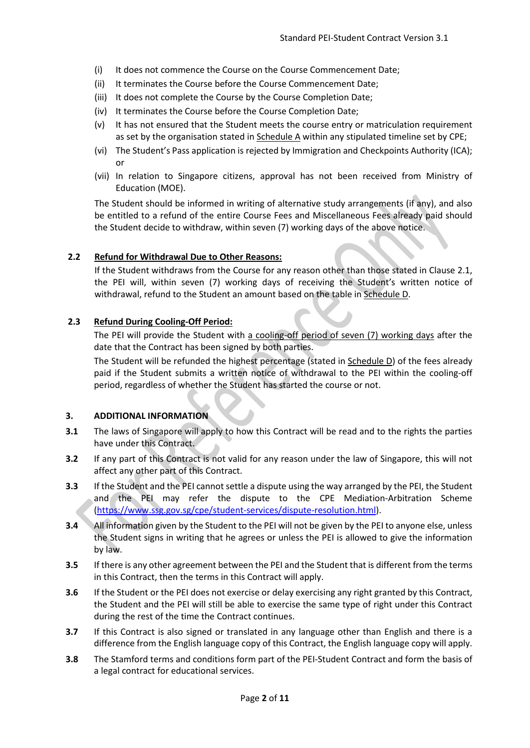(i) It does not commence the Course on the Course Commencement Date;
(ii) It terminates the Course before the Course Commencement Date;
(iii) It does not complete the Course by the Course Completion Date;
(iv) It terminates the Course before the Course Completion Date;
(v) It has not ensured that the Student meets the course entry or matriculation requirement as set by the organisation stated in Schedule A within any stipulated timeline set by CPE;
(vi) The Student's Pass application is rejected by Immigration and Checkpoints Authority (ICA); or
(vii) In relation to Singapore citizens, approval has not been received from Ministry of Education (MOE).

The Student should be informed in writing of alternative study arrangements (if any), and also be entitled to a refund of the entire Course Fees and Miscellaneous Fees already paid should the Student decide to withdraw, within seven (7) working days of the above notice.

**2.2 Refund for Withdrawal Due to Other Reasons:**

If the Student withdraws from the Course for any reason other than those stated in Clause 2.1, the PEI will, within seven (7) working days of receiving the Student's written notice of withdrawal, refund to the Student an amount based on the table in Schedule D.

**2.3 Refund During Cooling-Off Period:**

The PEI will provide the Student with a cooling-off period of seven (7) working days after the date that the Contract has been signed by both parties.

The Student will be refunded the highest percentage (stated in Schedule D) of the fees already paid if the Student submits a written notice of withdrawal to the PEI within the cooling-off period, regardless of whether the Student has started the course or not.

**3. ADDITIONAL INFORMATION**

**3.1** The laws of Singapore will apply to how this Contract will be read and to the rights the parties have under this Contract.

**3.2** If any part of this Contract is not valid for any reason under the law of Singapore, this will not affect any other part of this Contract.

**3.3** If the Student and the PEI cannot settle a dispute using the way arranged by the PEI, the Student and the PEI may refer the dispute to the CPE Mediation-Arbitration Scheme (https://www.ssg.gov.sg/cpe/student-services/dispute-resolution.html).

**3.4** All information given by the Student to the PEI will not be given by the PEI to anyone else, unless the Student signs in writing that he agrees or unless the PEI is allowed to give the information by law.

**3.5** If there is any other agreement between the PEI and the Student that is different from the terms in this Contract, then the terms in this Contract will apply.

**3.6** If the Student or the PEI does not exercise or delay exercising any right granted by this Contract, the Student and the PEI will still be able to exercise the same type of right under this Contract during the rest of the time the Contract continues.

**3.7** If this Contract is also signed or translated in any language other than English and there is a difference from the English language copy of this Contract, the English language copy will apply.

**3.8** The Stamford terms and conditions form part of the PEI-Student Contract and form the basis of a legal contract for educational services.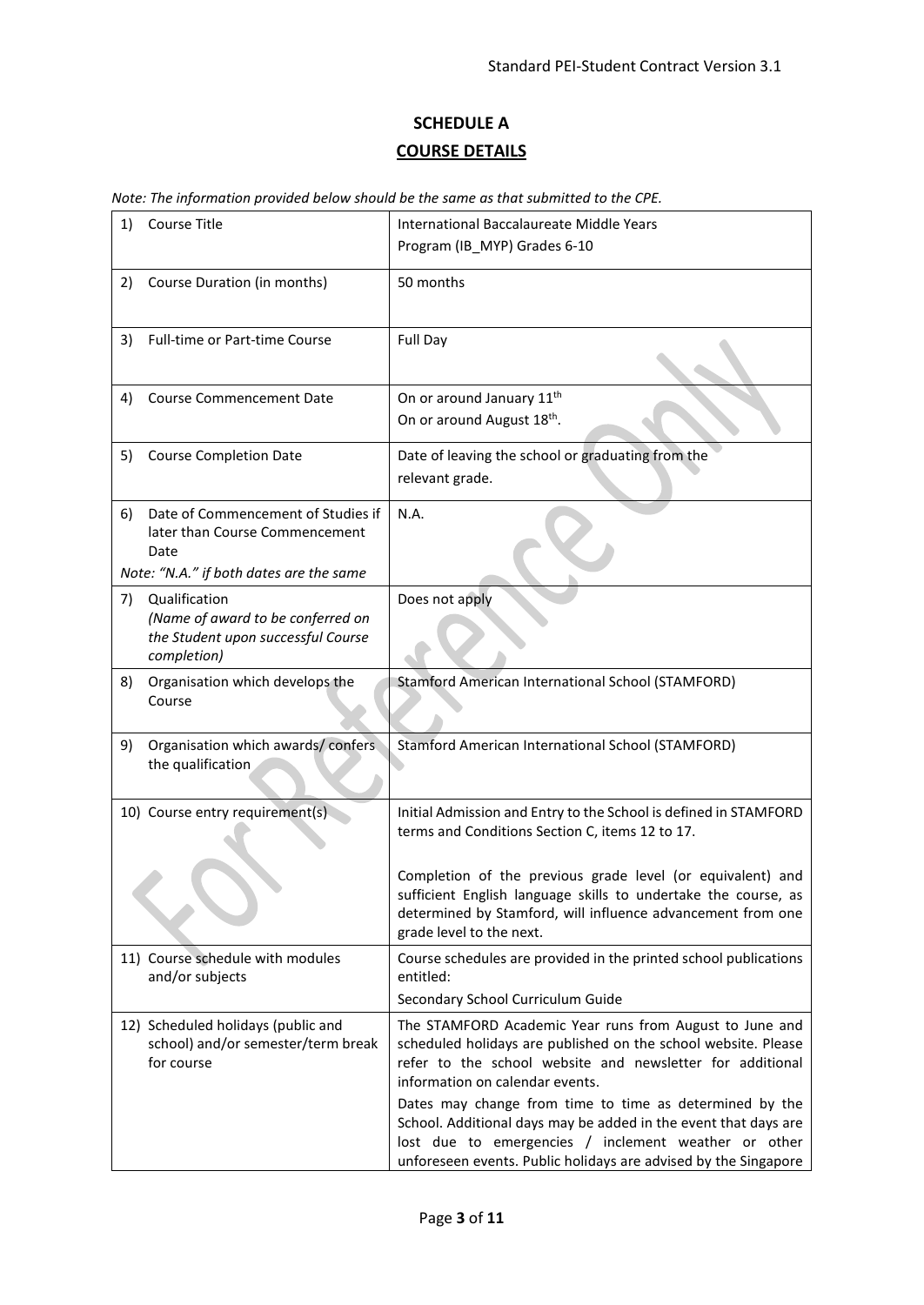# SCHEDULE A

## COURSE DETAILS

*Note: The information provided below should be the same as that submitted to the CPE.*

| | |
|---|---|
| 1) Course Title | International Baccalaureate Middle Years Program (IB_MYP) Grades 6-10 |
| 2) Course Duration (in months) | 50 months |
| 3) Full-time or Part-time Course | Full Day |
| 4) Course Commencement Date | On or around January 11th<br>On or around August 18th. |
| 5) Course Completion Date | Date of leaving the school or graduating from the relevant grade. |
| 6) Date of Commencement of Studies if later than Course Commencement Date<br>*Note: "N.A." if both dates are the same* | N.A. |
| 7) Qualification<br>*(Name of award to be conferred on the Student upon successful Course completion)* | Does not apply |
| 8) Organisation which develops the Course | Stamford American International School (STAMFORD) |
| 9) Organisation which awards/ confers the qualification | Stamford American International School (STAMFORD) |
| 10) Course entry requirement(s) | Initial Admission and Entry to the School is defined in STAMFORD terms and Conditions Section C, items 12 to 17.<br><br>Completion of the previous grade level (or equivalent) and sufficient English language skills to undertake the course, as determined by Stamford, will influence advancement from one grade level to the next. |
| 11) Course schedule with modules and/or subjects | Course schedules are provided in the printed school publications entitled:<br>Secondary School Curriculum Guide |
| 12) Scheduled holidays (public and school) and/or semester/term break for course | The STAMFORD Academic Year runs from August to June and scheduled holidays are published on the school website. Please refer to the school website and newsletter for additional information on calendar events.<br>Dates may change from time to time as determined by the School. Additional days may be added in the event that days are lost due to emergencies / inclement weather or other unforeseen events. Public holidays are advised by the Singapore |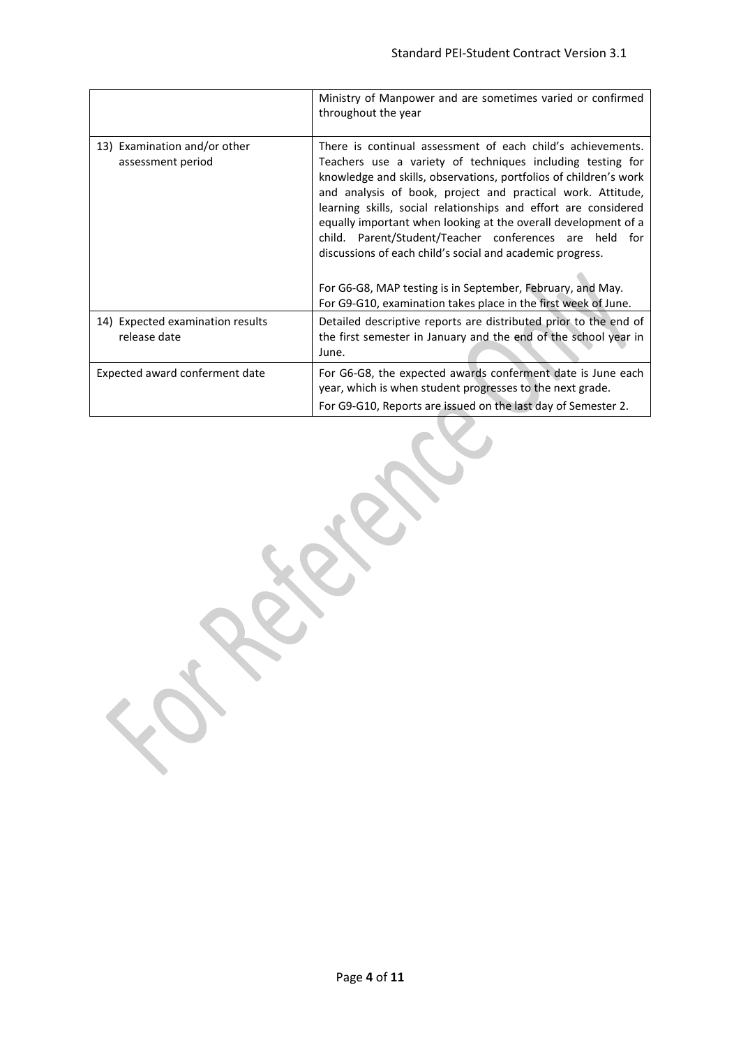| | |
|---|---|
| | Ministry of Manpower and are sometimes varied or confirmed throughout the year |
| 13) Examination and/or other assessment period | There is continual assessment of each child's achievements. Teachers use a variety of techniques including testing for knowledge and skills, observations, portfolios of children's work and analysis of book, project and practical work. Attitude, learning skills, social relationships and effort are considered equally important when looking at the overall development of a child. Parent/Student/Teacher conferences are held for discussions of each child's social and academic progress.<br><br>For G6-G8, MAP testing is in September, February, and May.<br>For G9-G10, examination takes place in the first week of June. |
| 14) Expected examination results release date | Detailed descriptive reports are distributed prior to the end of the first semester in January and the end of the school year in June. |
| Expected award conferment date | For G6-G8, the expected awards conferment date is June each year, which is when student progresses to the next grade.<br>For G9-G10, Reports are issued on the last day of Semester 2. |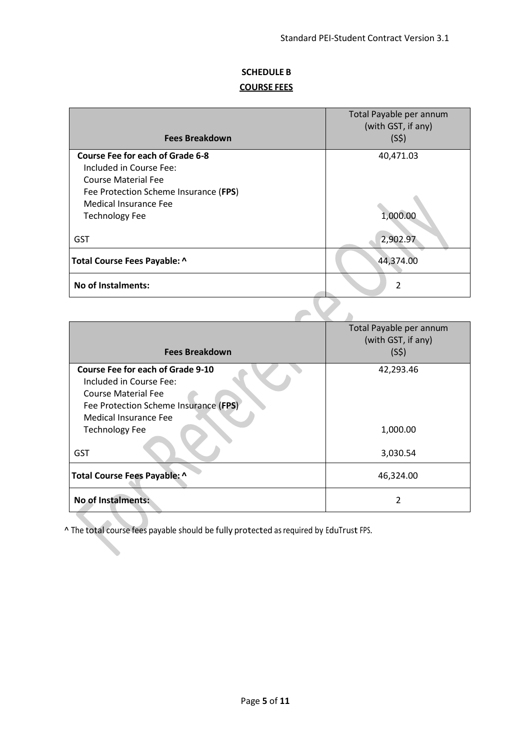**SCHEDULE B**

**COURSE FEES**

| Fees Breakdown | Total Payable per annum (with GST, if any) (S$) |
| --- | --- |
| **Course Fee for each of Grade 6-8** | 40,471.03 |
| Included in Course Fee: | |
| Course Material Fee | |
| Fee Protection Scheme Insurance (**FPS**) | |
| Medical Insurance Fee | |
| Technology Fee | 1,000.00 |
| GST | 2,902.97 |
| **Total Course Fees Payable: ^** | 44,374.00 |
| **No of Instalments:** | 2 |

| Fees Breakdown | Total Payable per annum (with GST, if any) (S$) |
| --- | --- |
| **Course Fee for each of Grade 9-10** | 42,293.46 |
| Included in Course Fee: | |
| Course Material Fee | |
| Fee Protection Scheme Insurance (**FPS**) | |
| Medical Insurance Fee | |
| Technology Fee | 1,000.00 |
| GST | 3,030.54 |
| **Total Course Fees Payable: ^** | 46,324.00 |
| **No of Instalments:** | 2 |

^ The total course fees payable should be fully protected as required by EduTrust FPS.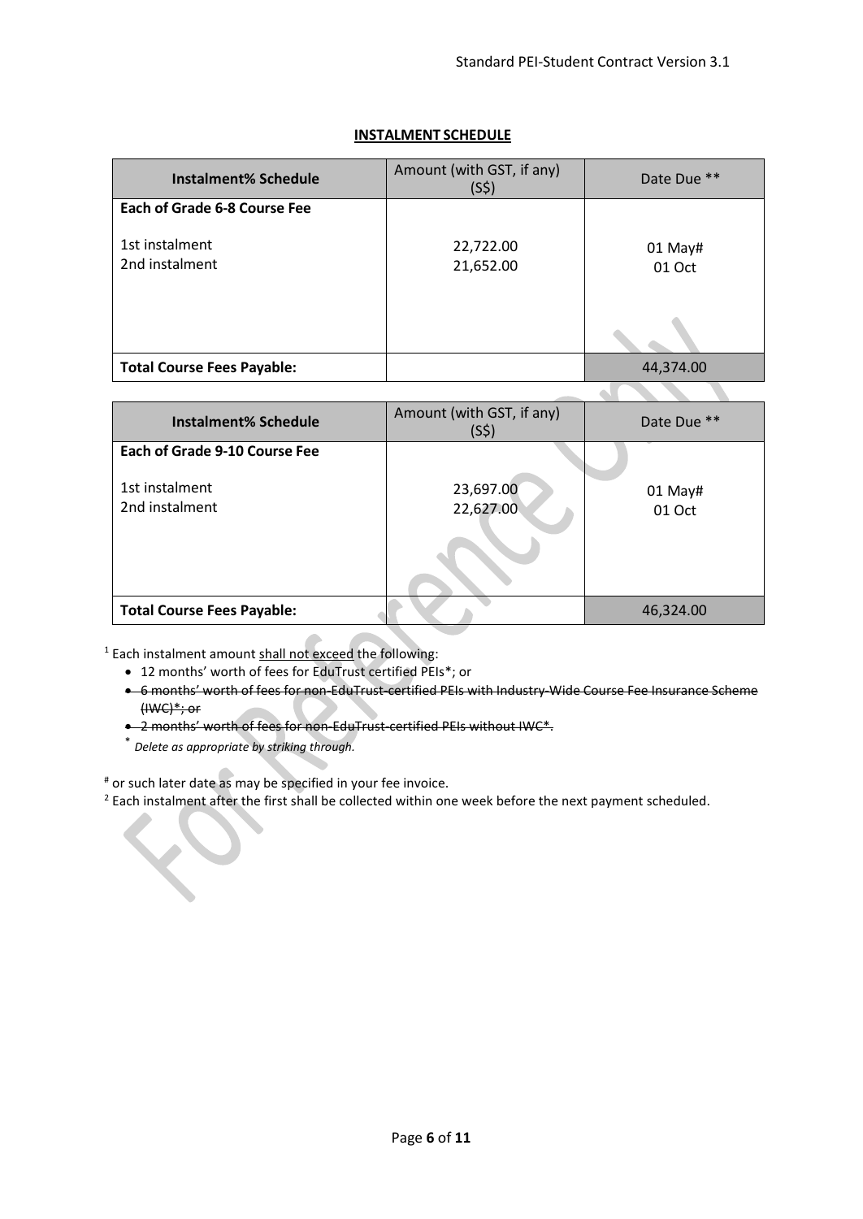**INSTALMENT SCHEDULE**

| Instalment% Schedule | Amount (with GST, if any) (S$) | Date Due ** |
|---|---|---|
| **Each of Grade 6-8 Course Fee** | | |
| 1st instalment | 22,722.00 | 01 May# |
| 2nd instalment | 21,652.00 | 01 Oct |
| **Total Course Fees Payable:** | | 44,374.00 |

| Instalment% Schedule | Amount (with GST, if any) (S$) | Date Due ** |
|---|---|---|
| **Each of Grade 9-10 Course Fee** | | |
| 1st instalment | 23,697.00 | 01 May# |
| 2nd instalment | 22,627.00 | 01 Oct |
| **Total Course Fees Payable:** | | 46,324.00 |

[1] Each instalment amount <u>shall not exceed</u> the following:

- 12 months' worth of fees for EduTrust certified PEIs*; or
- ~~6 months' worth of fees for non-EduTrust-certified PEIs with Industry-Wide Course Fee Insurance Scheme (IWC)*; or~~
- ~~2 months' worth of fees for non-EduTrust-certified PEIs without IWC*.~~

\* *Delete as appropriate by striking through.*

[#] or such later date as may be specified in your fee invoice.

[2] Each instalment after the first shall be collected within one week before the next payment scheduled.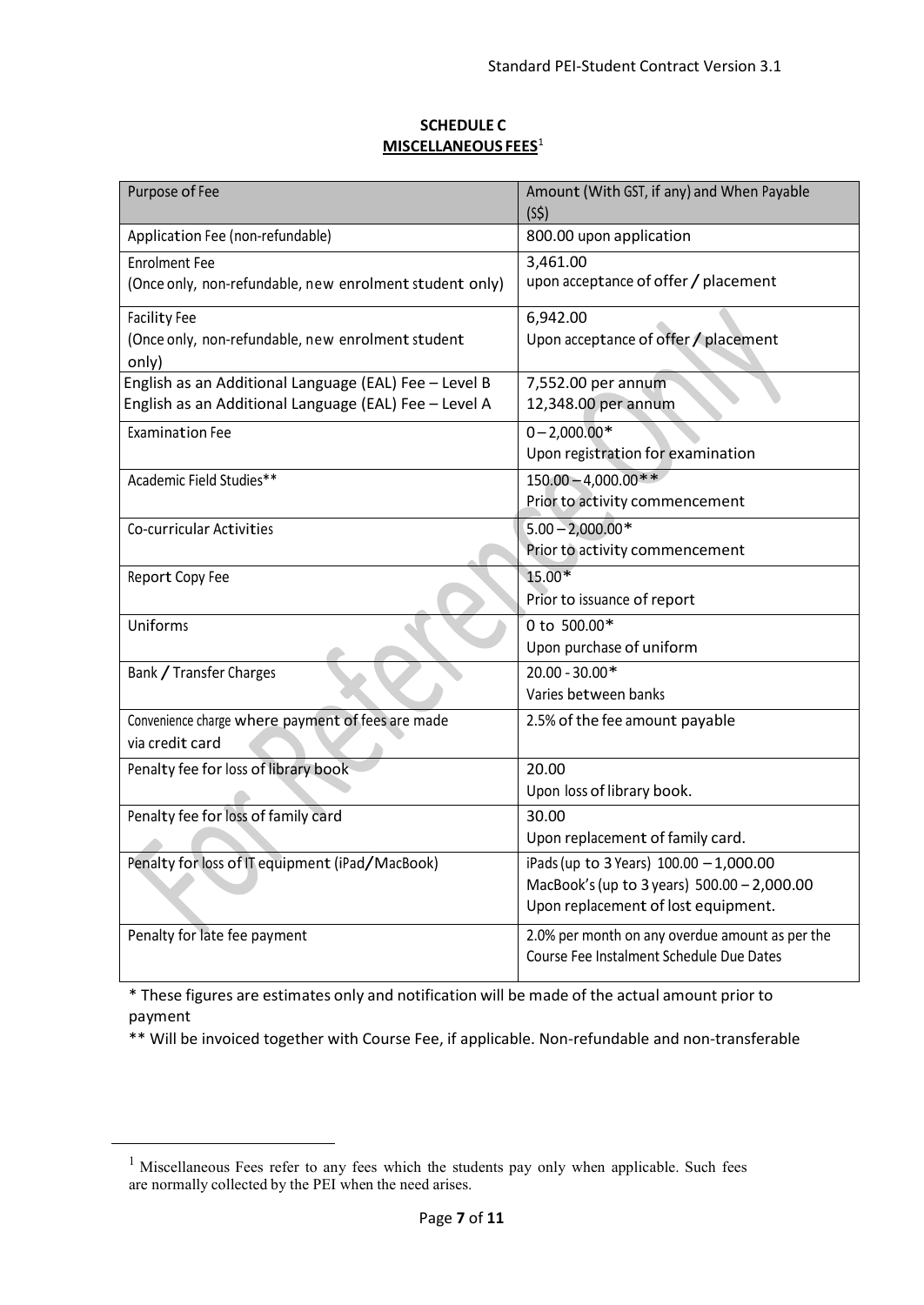**SCHEDULE C**

**MISCELLANEOUS FEES**[1]

| Purpose of Fee | Amount (With GST, if any) and When Payable (S$) |
|---|---|
| Application Fee (non-refundable) | 800.00 upon application |
| Enrolment Fee<br>(Once only, non-refundable, new enrolment student only) | 3,461.00<br>upon acceptance of offer / placement |
| Facility Fee<br>(Once only, non-refundable, new enrolment student only) | 6,942.00<br>Upon acceptance of offer / placement |
| English as an Additional Language (EAL) Fee – Level B<br>English as an Additional Language (EAL) Fee – Level A | 7,552.00 per annum<br>12,348.00 per annum |
| Examination Fee | 0 – 2,000.00*<br>Upon registration for examination |
| Academic Field Studies** | 150.00 – 4,000.00**<br>Prior to activity commencement |
| Co-curricular Activities | 5.00 – 2,000.00*<br>Prior to activity commencement |
| Report Copy Fee | 15.00*<br>Prior to issuance of report |
| Uniforms | 0 to 500.00*<br>Upon purchase of uniform |
| Bank / Transfer Charges | 20.00 - 30.00*<br>Varies between banks |
| Convenience charge where payment of fees are made via credit card | 2.5% of the fee amount payable |
| Penalty fee for loss of library book | 20.00<br>Upon loss of library book. |
| Penalty fee for loss of family card | 30.00<br>Upon replacement of family card. |
| Penalty for loss of IT equipment (iPad/MacBook) | iPads (up to 3 Years) 100.00 – 1,000.00<br>MacBook's (up to 3 years) 500.00 – 2,000.00<br>Upon replacement of lost equipment. |
| Penalty for late fee payment | 2.0% per month on any overdue amount as per the Course Fee Instalment Schedule Due Dates |

* These figures are estimates only and notification will be made of the actual amount prior to payment

** Will be invoiced together with Course Fee, if applicable. Non-refundable and non-transferable

[1] Miscellaneous Fees refer to any fees which the students pay only when applicable. Such fees are normally collected by the PEI when the need arises.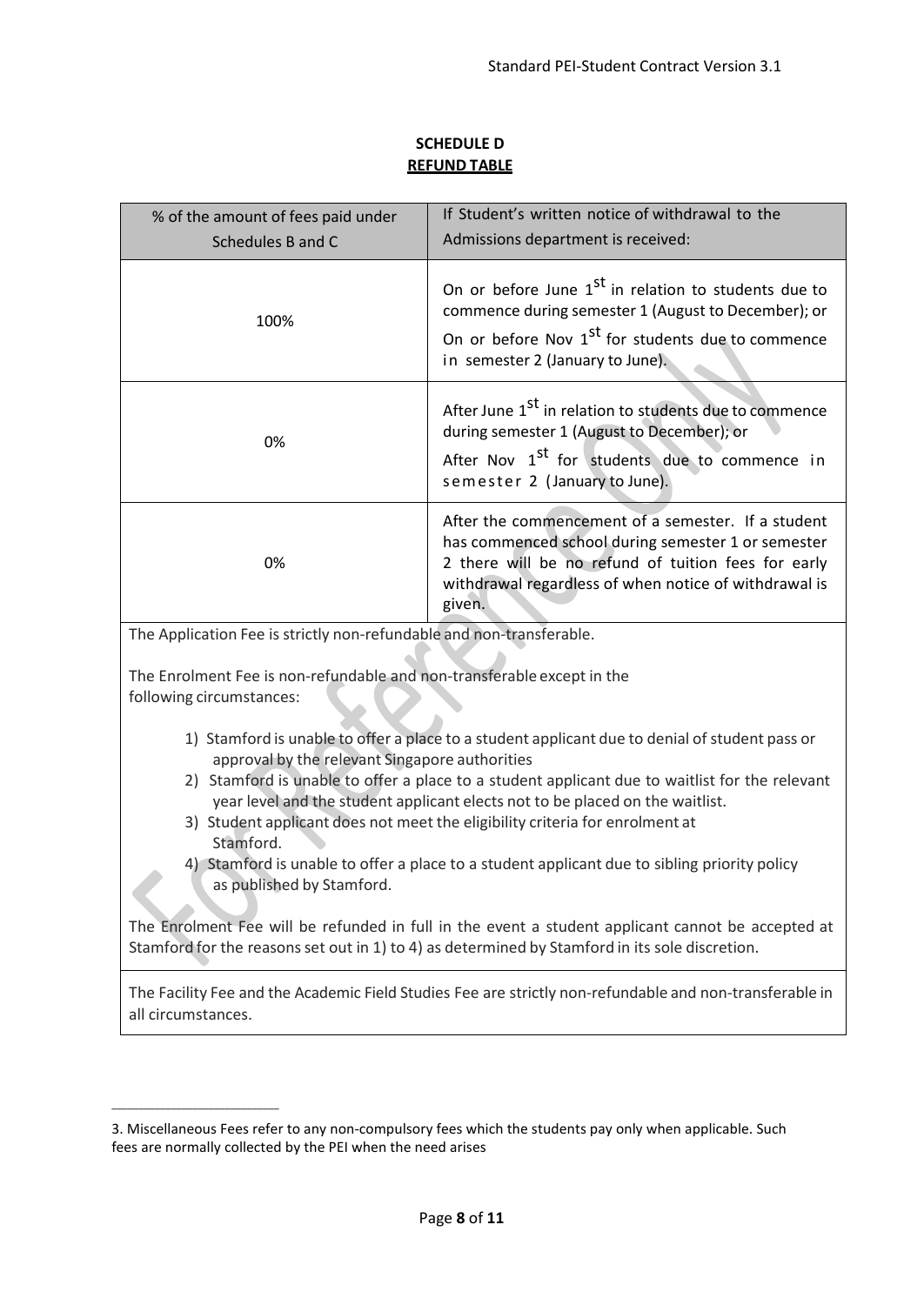**SCHEDULE D**

**REFUND TABLE**

| % of the amount of fees paid under Schedules B and C | If Student's written notice of withdrawal to the Admissions department is received: |
| --- | --- |
| 100% | On or before June 1st in relation to students due to commence during semester 1 (August to December); or On or before Nov 1st for students due to commence in semester 2 (January to June). |
| 0% | After June 1st in relation to students due to commence during semester 1 (August to December); or After Nov 1st for students due to commence in semester 2 (January to June). |
| 0% | After the commencement of a semester. If a student has commenced school during semester 1 or semester 2 there will be no refund of tuition fees for early withdrawal regardless of when notice of withdrawal is given. |

The Application Fee is strictly non-refundable and non-transferable.

The Enrolment Fee is non-refundable and non-transferable except in the following circumstances:

1) Stamford is unable to offer a place to a student applicant due to denial of student pass or approval by the relevant Singapore authorities
2) Stamford is unable to offer a place to a student applicant due to waitlist for the relevant year level and the student applicant elects not to be placed on the waitlist.
3) Student applicant does not meet the eligibility criteria for enrolment at Stamford.
4) Stamford is unable to offer a place to a student applicant due to sibling priority policy as published by Stamford.

The Enrolment Fee will be refunded in full in the event a student applicant cannot be accepted at Stamford for the reasons set out in 1) to 4) as determined by Stamford in its sole discretion.

The Facility Fee and the Academic Field Studies Fee are strictly non-refundable and non-transferable in all circumstances.

---

3. Miscellaneous Fees refer to any non-compulsory fees which the students pay only when applicable. Such fees are normally collected by the PEI when the need arises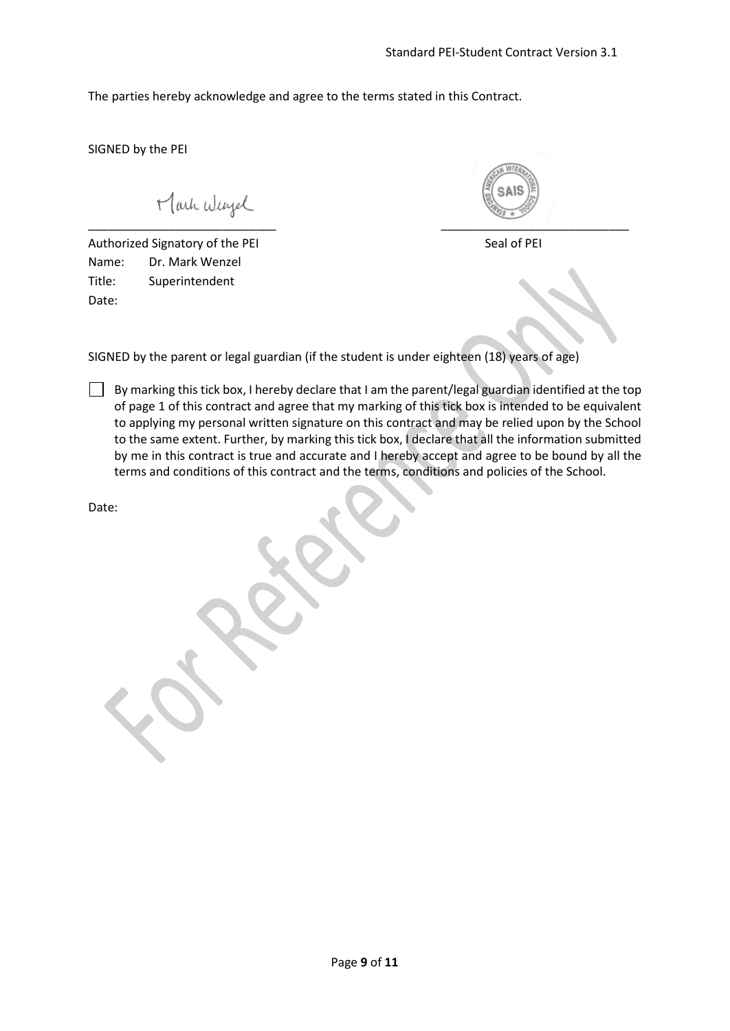The parties hereby acknowledge and agree to the terms stated in this Contract.

SIGNED by the PEI

_____________________________ _____________________________

Authorized Signatory of the PEI Seal of PEI

Name: Dr. Mark Wenzel

Title: Superintendent

Date:

SIGNED by the parent or legal guardian (if the student is under eighteen (18) years of age)

☐ By marking this tick box, I hereby declare that I am the parent/legal guardian identified at the top of page 1 of this contract and agree that my marking of this tick box is intended to be equivalent to applying my personal written signature on this contract and may be relied upon by the School to the same extent. Further, by marking this tick box, I declare that all the information submitted by me in this contract is true and accurate and I hereby accept and agree to be bound by all the terms and conditions of this contract and the terms, conditions and policies of the School.

Date: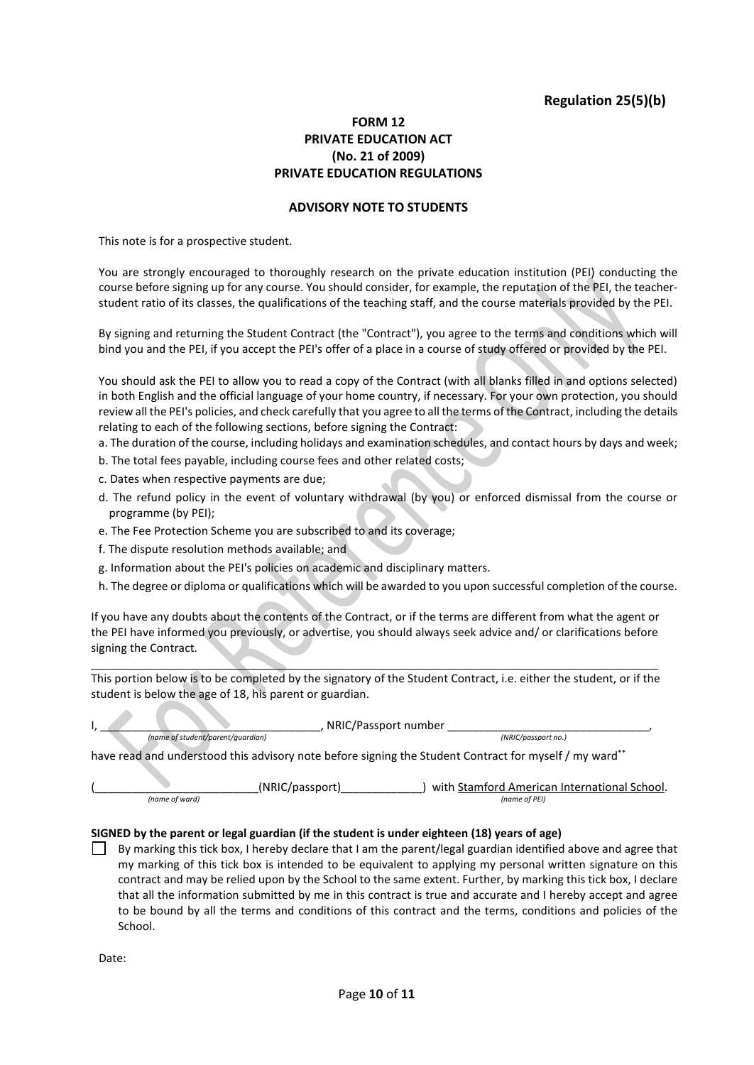**Regulation 25(5)(b)**

**FORM 12**
**PRIVATE EDUCATION ACT**
**(No. 21 of 2009)**
**PRIVATE EDUCATION REGULATIONS**

**ADVISORY NOTE TO STUDENTS**

This note is for a prospective student.

You are strongly encouraged to thoroughly research on the private education institution (PEI) conducting the course before signing up for any course. You should consider, for example, the reputation of the PEI, the teacher-student ratio of its classes, the qualifications of the teaching staff, and the course materials provided by the PEI.

By signing and returning the Student Contract (the "Contract"), you agree to the terms and conditions which will bind you and the PEI, if you accept the PEI's offer of a place in a course of study offered or provided by the PEI.

You should ask the PEI to allow you to read a copy of the Contract (with all blanks filled in and options selected) in both English and the official language of your home country, if necessary. For your own protection, you should review all the PEI's policies, and check carefully that you agree to all the terms of the Contract, including the details relating to each of the following sections, before signing the Contract:

a. The duration of the course, including holidays and examination schedules, and contact hours by days and week;
b. The total fees payable, including course fees and other related costs;
c. Dates when respective payments are due;
d. The refund policy in the event of voluntary withdrawal (by you) or enforced dismissal from the course or programme (by PEI);
e. The Fee Protection Scheme you are subscribed to and its coverage;
f. The dispute resolution methods available; and
g. Information about the PEI's policies on academic and disciplinary matters.
h. The degree or diploma or qualifications which will be awarded to you upon successful completion of the course.

If you have any doubts about the contents of the Contract, or if the terms are different from what the agent or the PEI have informed you previously, or advertise, you should always seek advice and/ or clarifications before signing the Contract.

---

This portion below is to be completed by the signatory of the Student Contract, i.e. either the student, or if the student is below the age of 18, his parent or guardian.

I, __________________________________, NRIC/Passport number ________________________________,
*(name of student/parent/guardian)* *(NRIC/passport no.)*

have read and understood this advisory note before signing the Student Contract for myself / my ward**

(__________________________(NRIC/passport)_____________) with Stamford American International School.
*(name of ward)* *(name of PEI)*

**SIGNED by the parent or legal guardian (if the student is under eighteen (18) years of age)**

☐ By marking this tick box, I hereby declare that I am the parent/legal guardian identified above and agree that my marking of this tick box is intended to be equivalent to applying my personal written signature on this contract and may be relied upon by the School to the same extent. Further, by marking this tick box, I declare that all the information submitted by me in this contract is true and accurate and I hereby accept and agree to be bound by all the terms and conditions of this contract and the terms, conditions and policies of the School.

Date: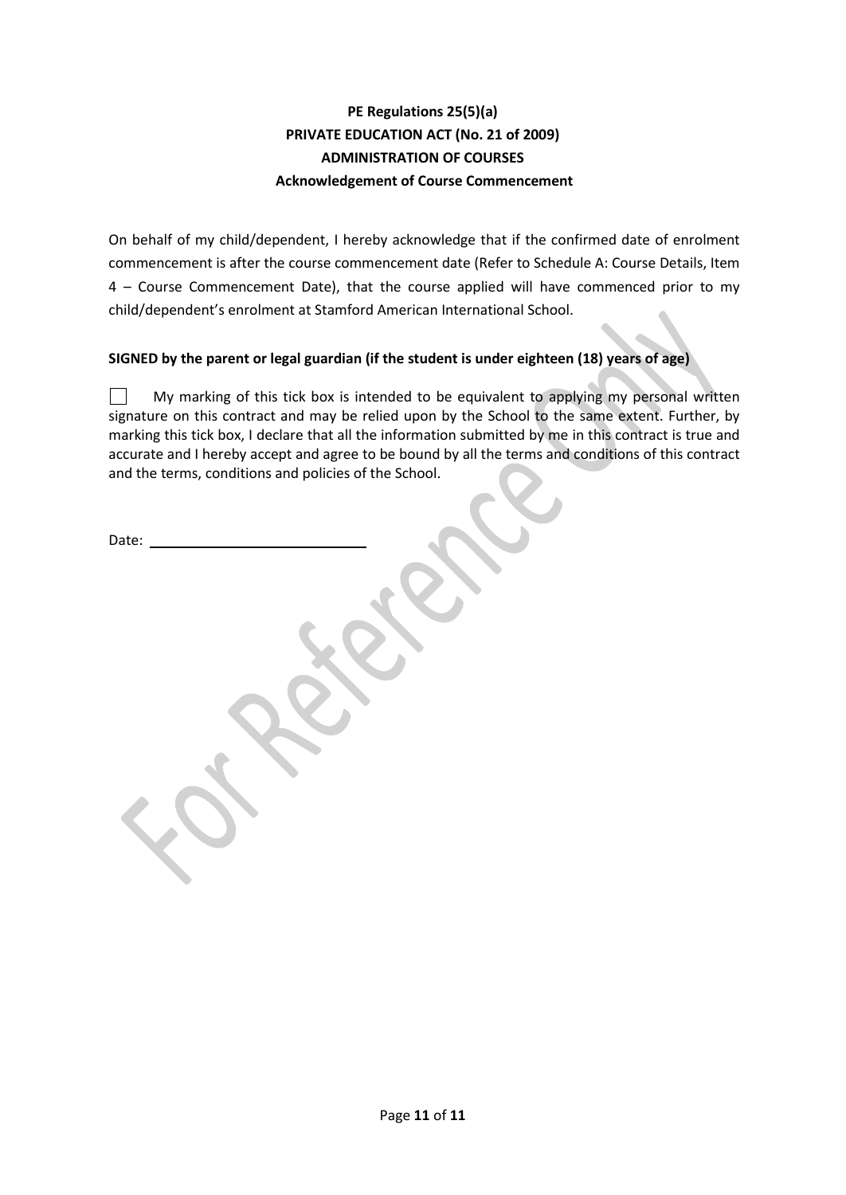**PE Regulations 25(5)(a)**
**PRIVATE EDUCATION ACT (No. 21 of 2009)**
**ADMINISTRATION OF COURSES**
**Acknowledgement of Course Commencement**

On behalf of my child/dependent, I hereby acknowledge that if the confirmed date of enrolment commencement is after the course commencement date (Refer to Schedule A: Course Details, Item 4 – Course Commencement Date), that the course applied will have commenced prior to my child/dependent's enrolment at Stamford American International School.

**SIGNED by the parent or legal guardian (if the student is under eighteen (18) years of age)**

☐ My marking of this tick box is intended to be equivalent to applying my personal written signature on this contract and may be relied upon by the School to the same extent. Further, by marking this tick box, I declare that all the information submitted by me in this contract is true and accurate and I hereby accept and agree to be bound by all the terms and conditions of this contract and the terms, conditions and policies of the School.

Date: ____________________________